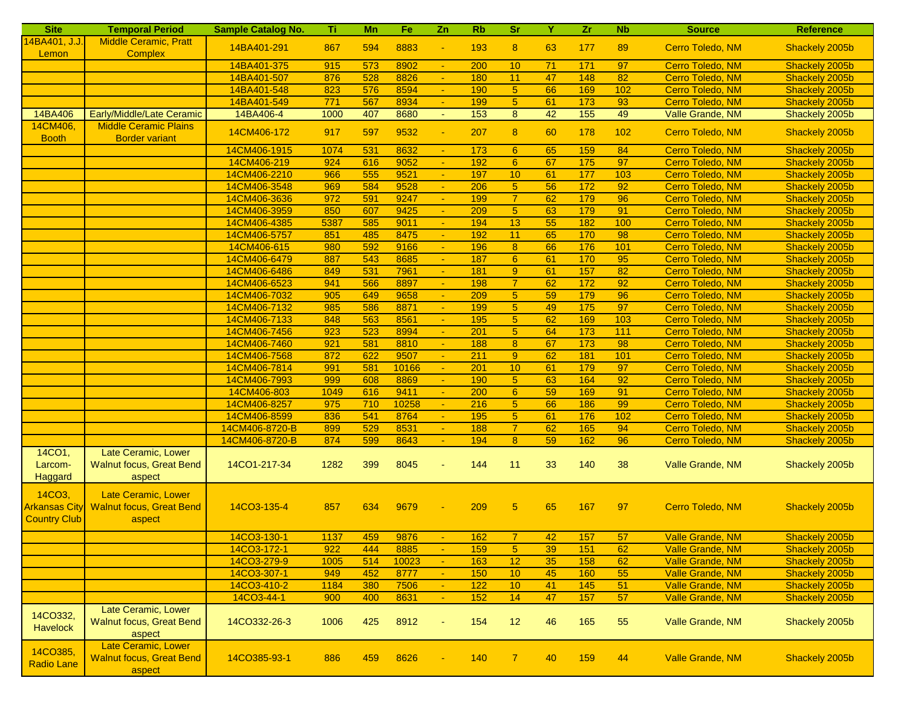| Site | Temporal Period | Sample Catalog No. | Ti | Mn | Fe | Zn | Rb | Sr | Y | Zr | Nb | Source | Reference |
|---|---|---|---|---|---|---|---|---|---|---|---|---|---|
| 14BA401, J.J. Lemon | Middle Ceramic, Pratt Complex | 14BA401-291 | 867 | 594 | 8883 | - | 193 | 8 | 63 | 177 | 89 | Cerro Toledo, NM | Shackely 2005b |
| | | 14BA401-375 | 915 | 573 | 8902 | - | 200 | 10 | 71 | 171 | 97 | Cerro Toledo, NM | Shackely 2005b |
| | | 14BA401-507 | 876 | 528 | 8826 | - | 180 | 11 | 47 | 148 | 82 | Cerro Toledo, NM | Shackely 2005b |
| | | 14BA401-548 | 823 | 576 | 8594 | - | 190 | 5 | 66 | 169 | 102 | Cerro Toledo, NM | Shackely 2005b |
| | | 14BA401-549 | 771 | 567 | 8934 | - | 199 | 5 | 61 | 173 | 93 | Cerro Toledo, NM | Shackely 2005b |
| 14BA406 | Early/Middle/Late Ceramic | 14BA406-4 | 1000 | 407 | 8680 | - | 153 | 8 | 42 | 155 | 49 | Valle Grande, NM | Shackely 2005b |
| 14CM406, Booth | Middle Ceramic Plains Border variant | 14CM406-172 | 917 | 597 | 9532 | - | 207 | 8 | 60 | 178 | 102 | Cerro Toledo, NM | Shackely 2005b |
| | | 14CM406-1915 | 1074 | 531 | 8632 | - | 173 | 6 | 65 | 159 | 84 | Cerro Toledo, NM | Shackely 2005b |
| | | 14CM406-219 | 924 | 616 | 9052 | - | 192 | 6 | 67 | 175 | 97 | Cerro Toledo, NM | Shackely 2005b |
| | | 14CM406-2210 | 966 | 555 | 9521 | - | 197 | 10 | 61 | 177 | 103 | Cerro Toledo, NM | Shackely 2005b |
| | | 14CM406-3548 | 969 | 584 | 9528 | - | 206 | 5 | 56 | 172 | 92 | Cerro Toledo, NM | Shackely 2005b |
| | | 14CM406-3636 | 972 | 591 | 9247 | - | 199 | 7 | 62 | 179 | 96 | Cerro Toledo, NM | Shackely 2005b |
| | | 14CM406-3959 | 850 | 607 | 9425 | - | 209 | 5 | 63 | 179 | 91 | Cerro Toledo, NM | Shackely 2005b |
| | | 14CM406-4385 | 5387 | 585 | 9011 | - | 194 | 13 | 55 | 182 | 100 | Cerro Toledo, NM | Shackely 2005b |
| | | 14CM406-5757 | 851 | 485 | 8475 | - | 192 | 11 | 65 | 170 | 98 | Cerro Toledo, NM | Shackely 2005b |
| | | 14CM406-615 | 980 | 592 | 9166 | - | 196 | 8 | 66 | 176 | 101 | Cerro Toledo, NM | Shackely 2005b |
| | | 14CM406-6479 | 887 | 543 | 8685 | - | 187 | 6 | 61 | 170 | 95 | Cerro Toledo, NM | Shackely 2005b |
| | | 14CM406-6486 | 849 | 531 | 7961 | - | 181 | 9 | 61 | 157 | 82 | Cerro Toledo, NM | Shackely 2005b |
| | | 14CM406-6523 | 941 | 566 | 8897 | - | 198 | 7 | 62 | 172 | 92 | Cerro Toledo, NM | Shackely 2005b |
| | | 14CM406-7032 | 905 | 649 | 9658 | - | 209 | 5 | 59 | 179 | 96 | Cerro Toledo, NM | Shackely 2005b |
| | | 14CM406-7132 | 985 | 586 | 8871 | - | 199 | 5 | 49 | 175 | 97 | Cerro Toledo, NM | Shackely 2005b |
| | | 14CM406-7133 | 848 | 563 | 8561 | - | 195 | 5 | 62 | 169 | 103 | Cerro Toledo, NM | Shackely 2005b |
| | | 14CM406-7456 | 923 | 523 | 8994 | - | 201 | 5 | 64 | 173 | 111 | Cerro Toledo, NM | Shackely 2005b |
| | | 14CM406-7460 | 921 | 581 | 8810 | - | 188 | 8 | 67 | 173 | 98 | Cerro Toledo, NM | Shackely 2005b |
| | | 14CM406-7568 | 872 | 622 | 9507 | - | 211 | 9 | 62 | 181 | 101 | Cerro Toledo, NM | Shackely 2005b |
| | | 14CM406-7814 | 991 | 581 | 10166 | - | 201 | 10 | 61 | 179 | 97 | Cerro Toledo, NM | Shackely 2005b |
| | | 14CM406-7993 | 999 | 608 | 8869 | - | 190 | 5 | 63 | 164 | 92 | Cerro Toledo, NM | Shackely 2005b |
| | | 14CM406-803 | 1049 | 616 | 9411 | - | 200 | 6 | 59 | 169 | 91 | Cerro Toledo, NM | Shackely 2005b |
| | | 14CM406-8257 | 975 | 710 | 10258 | - | 216 | 5 | 66 | 186 | 99 | Cerro Toledo, NM | Shackely 2005b |
| | | 14CM406-8599 | 836 | 541 | 8764 | - | 195 | 5 | 61 | 176 | 102 | Cerro Toledo, NM | Shackely 2005b |
| | | 14CM406-8720-B | 899 | 529 | 8531 | - | 188 | 7 | 62 | 165 | 94 | Cerro Toledo, NM | Shackely 2005b |
| | | 14CM406-8720-B | 874 | 599 | 8643 | - | 194 | 8 | 59 | 162 | 96 | Cerro Toledo, NM | Shackely 2005b |
| 14CO1, Larcom-Haggard | Late Ceramic, Lower Walnut focus, Great Bend aspect | 14CO1-217-34 | 1282 | 399 | 8045 | - | 144 | 11 | 33 | 140 | 38 | Valle Grande, NM | Shackely 2005b |
| 14CO3, Arkansas City Country Club | Late Ceramic, Lower Walnut focus, Great Bend aspect | 14CO3-135-4 | 857 | 634 | 9679 | - | 209 | 5 | 65 | 167 | 97 | Cerro Toledo, NM | Shackely 2005b |
| | | 14CO3-130-1 | 1137 | 459 | 9876 | - | 162 | 7 | 42 | 157 | 57 | Valle Grande, NM | Shackely 2005b |
| | | 14CO3-172-1 | 922 | 444 | 8885 | - | 159 | 5 | 39 | 151 | 62 | Valle Grande, NM | Shackely 2005b |
| | | 14CO3-279-9 | 1005 | 514 | 10023 | - | 163 | 12 | 35 | 158 | 62 | Valle Grande, NM | Shackely 2005b |
| | | 14CO3-307-1 | 949 | 452 | 8777 | - | 150 | 10 | 45 | 160 | 55 | Valle Grande, NM | Shackely 2005b |
| | | 14CO3-410-2 | 1184 | 380 | 7506 | - | 122 | 10 | 41 | 145 | 51 | Valle Grande, NM | Shackely 2005b |
| | | 14CO3-44-1 | 900 | 400 | 8631 | - | 152 | 14 | 47 | 157 | 57 | Valle Grande, NM | Shackely 2005b |
| 14CO332, Havelock | Late Ceramic, Lower Walnut focus, Great Bend aspect | 14CO332-26-3 | 1006 | 425 | 8912 | - | 154 | 12 | 46 | 165 | 55 | Valle Grande, NM | Shackely 2005b |
| 14CO385, Radio Lane | Late Ceramic, Lower Walnut focus, Great Bend aspect | 14CO385-93-1 | 886 | 459 | 8626 | - | 140 | 7 | 40 | 159 | 44 | Valle Grande, NM | Shackely 2005b |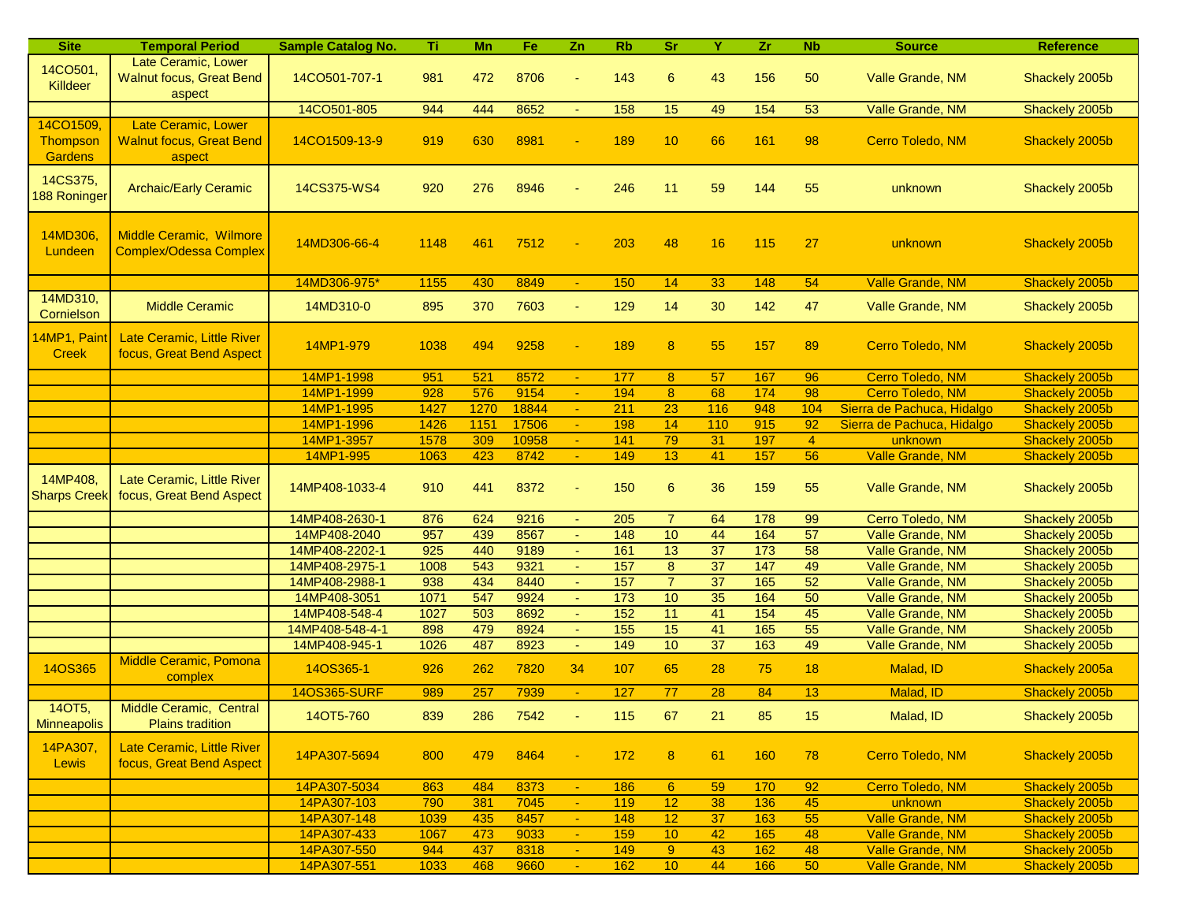| Site | Temporal Period | Sample Catalog No. | Ti | Mn | Fe | Zn | Rb | Sr | Y | Zr | Nb | Source | Reference |
|---|---|---|---|---|---|---|---|---|---|---|---|---|---|
| 14CO501, Killdeer | Late Ceramic, Lower Walnut focus, Great Bend aspect | 14CO501-707-1 | 981 | 472 | 8706 | - | 143 | 6 | 43 | 156 | 50 | Valle Grande, NM | Shackely 2005b |
| | | 14CO501-805 | 944 | 444 | 8652 | - | 158 | 15 | 49 | 154 | 53 | Valle Grande, NM | Shackely 2005b |
| 14CO1509, Thompson Gardens | Late Ceramic, Lower Walnut focus, Great Bend aspect | 14CO1509-13-9 | 919 | 630 | 8981 | - | 189 | 10 | 66 | 161 | 98 | Cerro Toledo, NM | Shackely 2005b |
| 14CS375, 188 Roninger | Archaic/Early Ceramic | 14CS375-WS4 | 920 | 276 | 8946 | - | 246 | 11 | 59 | 144 | 55 | unknown | Shackely 2005b |
| 14MD306, Lundeen | Middle Ceramic, Wilmore Complex/Odessa Complex | 14MD306-66-4 | 1148 | 461 | 7512 | - | 203 | 48 | 16 | 115 | 27 | unknown | Shackely 2005b |
| | | 14MD306-975* | 1155 | 430 | 8849 | - | 150 | 14 | 33 | 148 | 54 | Valle Grande, NM | Shackely 2005b |
| 14MD310, Cornielson | Middle Ceramic | 14MD310-0 | 895 | 370 | 7603 | - | 129 | 14 | 30 | 142 | 47 | Valle Grande, NM | Shackely 2005b |
| 14MP1, Paint Creek | Late Ceramic, Little River focus, Great Bend Aspect | 14MP1-979 | 1038 | 494 | 9258 | - | 189 | 8 | 55 | 157 | 89 | Cerro Toledo, NM | Shackely 2005b |
| | | 14MP1-1998 | 951 | 521 | 8572 | - | 177 | 8 | 57 | 167 | 96 | Cerro Toledo, NM | Shackely 2005b |
| | | 14MP1-1999 | 928 | 576 | 9154 | - | 194 | 8 | 68 | 174 | 98 | Cerro Toledo, NM | Shackely 2005b |
| | | 14MP1-1995 | 1427 | 1270 | 18844 | - | 211 | 23 | 116 | 948 | 104 | Sierra de Pachuca, Hidalgo | Shackely 2005b |
| | | 14MP1-1996 | 1426 | 1151 | 17506 | - | 198 | 14 | 110 | 915 | 92 | Sierra de Pachuca, Hidalgo | Shackely 2005b |
| | | 14MP1-3957 | 1578 | 309 | 10958 | - | 141 | 79 | 31 | 197 | 4 | unknown | Shackely 2005b |
| | | 14MP1-995 | 1063 | 423 | 8742 | - | 149 | 13 | 41 | 157 | 56 | Valle Grande, NM | Shackely 2005b |
| 14MP408, Sharps Creek | Late Ceramic, Little River focus, Great Bend Aspect | 14MP408-1033-4 | 910 | 441 | 8372 | - | 150 | 6 | 36 | 159 | 55 | Valle Grande, NM | Shackely 2005b |
| | | 14MP408-2630-1 | 876 | 624 | 9216 | - | 205 | 7 | 64 | 178 | 99 | Cerro Toledo, NM | Shackely 2005b |
| | | 14MP408-2040 | 957 | 439 | 8567 | - | 148 | 10 | 44 | 164 | 57 | Valle Grande, NM | Shackely 2005b |
| | | 14MP408-2202-1 | 925 | 440 | 9189 | - | 161 | 13 | 37 | 173 | 58 | Valle Grande, NM | Shackely 2005b |
| | | 14MP408-2975-1 | 1008 | 543 | 9321 | - | 157 | 8 | 37 | 147 | 49 | Valle Grande, NM | Shackely 2005b |
| | | 14MP408-2988-1 | 938 | 434 | 8440 | - | 157 | 7 | 37 | 165 | 52 | Valle Grande, NM | Shackely 2005b |
| | | 14MP408-3051 | 1071 | 547 | 9924 | - | 173 | 10 | 35 | 164 | 50 | Valle Grande, NM | Shackely 2005b |
| | | 14MP408-548-4 | 1027 | 503 | 8692 | - | 152 | 11 | 41 | 154 | 45 | Valle Grande, NM | Shackely 2005b |
| | | 14MP408-548-4-1 | 898 | 479 | 8924 | - | 155 | 15 | 41 | 165 | 55 | Valle Grande, NM | Shackely 2005b |
| | | 14MP408-945-1 | 1026 | 487 | 8923 | - | 149 | 10 | 37 | 163 | 49 | Valle Grande, NM | Shackely 2005b |
| 14OS365 | Middle Ceramic, Pomona complex | 14OS365-1 | 926 | 262 | 7820 | 34 | 107 | 65 | 28 | 75 | 18 | Malad, ID | Shackely 2005a |
| | | 14OS365-SURF | 989 | 257 | 7939 | - | 127 | 77 | 28 | 84 | 13 | Malad, ID | Shackely 2005b |
| 14OT5, Minneapolis | Middle Ceramic, Central Plains tradition | 14OT5-760 | 839 | 286 | 7542 | - | 115 | 67 | 21 | 85 | 15 | Malad, ID | Shackely 2005b |
| 14PA307, Lewis | Late Ceramic, Little River focus, Great Bend Aspect | 14PA307-5694 | 800 | 479 | 8464 | - | 172 | 8 | 61 | 160 | 78 | Cerro Toledo, NM | Shackely 2005b |
| | | 14PA307-5034 | 863 | 484 | 8373 | - | 186 | 6 | 59 | 170 | 92 | Cerro Toledo, NM | Shackely 2005b |
| | | 14PA307-103 | 790 | 381 | 7045 | - | 119 | 12 | 38 | 136 | 45 | unknown | Shackely 2005b |
| | | 14PA307-148 | 1039 | 435 | 8457 | - | 148 | 12 | 37 | 163 | 55 | Valle Grande, NM | Shackely 2005b |
| | | 14PA307-433 | 1067 | 473 | 9033 | - | 159 | 10 | 42 | 165 | 48 | Valle Grande, NM | Shackely 2005b |
| | | 14PA307-550 | 944 | 437 | 8318 | - | 149 | 9 | 43 | 162 | 48 | Valle Grande, NM | Shackely 2005b |
| | | 14PA307-551 | 1033 | 468 | 9660 | - | 162 | 10 | 44 | 166 | 50 | Valle Grande, NM | Shackely 2005b |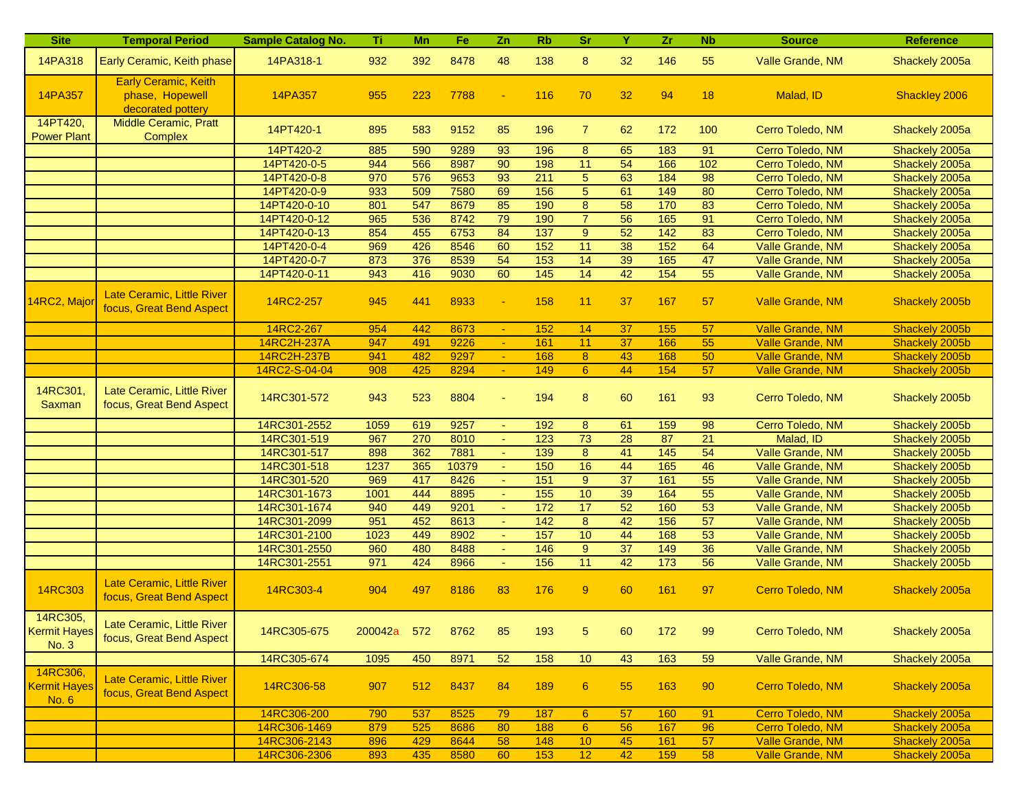| Site | Temporal Period | Sample Catalog No. | Ti | Mn | Fe | Zn | Rb | Sr | Y | Zr | Nb | Source | Reference |
|---|---|---|---|---|---|---|---|---|---|---|---|---|---|
| 14PA318 | Early Ceramic, Keith phase | 14PA318-1 | 932 | 392 | 8478 | 48 | 138 | 8 | 32 | 146 | 55 | Valle Grande, NM | Shackely 2005a |
| 14PA357 | Early Ceramic, Keith phase, Hopewell decorated pottery | 14PA357 | 955 | 223 | 7788 | - | 116 | 70 | 32 | 94 | 18 | Malad, ID | Shackley 2006 |
| 14PT420, Power Plant | Middle Ceramic, Pratt Complex | 14PT420-1 | 895 | 583 | 9152 | 85 | 196 | 7 | 62 | 172 | 100 | Cerro Toledo, NM | Shackely 2005a |
| | | 14PT420-2 | 885 | 590 | 9289 | 93 | 196 | 8 | 65 | 183 | 91 | Cerro Toledo, NM | Shackely 2005a |
| | | 14PT420-0-5 | 944 | 566 | 8987 | 90 | 198 | 11 | 54 | 166 | 102 | Cerro Toledo, NM | Shackely 2005a |
| | | 14PT420-0-8 | 970 | 576 | 9653 | 93 | 211 | 5 | 63 | 184 | 98 | Cerro Toledo, NM | Shackely 2005a |
| | | 14PT420-0-9 | 933 | 509 | 7580 | 69 | 156 | 5 | 61 | 149 | 80 | Cerro Toledo, NM | Shackely 2005a |
| | | 14PT420-0-10 | 801 | 547 | 8679 | 85 | 190 | 8 | 58 | 170 | 83 | Cerro Toledo, NM | Shackely 2005a |
| | | 14PT420-0-12 | 965 | 536 | 8742 | 79 | 190 | 7 | 56 | 165 | 91 | Cerro Toledo, NM | Shackely 2005a |
| | | 14PT420-0-13 | 854 | 455 | 6753 | 84 | 137 | 9 | 52 | 142 | 83 | Cerro Toledo, NM | Shackely 2005a |
| | | 14PT420-0-4 | 969 | 426 | 8546 | 60 | 152 | 11 | 38 | 152 | 64 | Valle Grande, NM | Shackely 2005a |
| | | 14PT420-0-7 | 873 | 376 | 8539 | 54 | 153 | 14 | 39 | 165 | 47 | Valle Grande, NM | Shackely 2005a |
| | | 14PT420-0-11 | 943 | 416 | 9030 | 60 | 145 | 14 | 42 | 154 | 55 | Valle Grande, NM | Shackely 2005a |
| 14RC2, Major | Late Ceramic, Little River focus, Great Bend Aspect | 14RC2-257 | 945 | 441 | 8933 | - | 158 | 11 | 37 | 167 | 57 | Valle Grande, NM | Shackely 2005b |
| | | 14RC2-267 | 954 | 442 | 8673 | - | 152 | 14 | 37 | 155 | 57 | Valle Grande, NM | Shackely 2005b |
| | | 14RC2H-237A | 947 | 491 | 9226 | - | 161 | 11 | 37 | 166 | 55 | Valle Grande, NM | Shackely 2005b |
| | | 14RC2H-237B | 941 | 482 | 9297 | - | 168 | 8 | 43 | 168 | 50 | Valle Grande, NM | Shackely 2005b |
| | | 14RC2-S-04-04 | 908 | 425 | 8294 | - | 149 | 6 | 44 | 154 | 57 | Valle Grande, NM | Shackely 2005b |
| 14RC301, Saxman | Late Ceramic, Little River focus, Great Bend Aspect | 14RC301-572 | 943 | 523 | 8804 | - | 194 | 8 | 60 | 161 | 93 | Cerro Toledo, NM | Shackely 2005b |
| | | 14RC301-2552 | 1059 | 619 | 9257 | - | 192 | 8 | 61 | 159 | 98 | Cerro Toledo, NM | Shackely 2005b |
| | | 14RC301-519 | 967 | 270 | 8010 | - | 123 | 73 | 28 | 87 | 21 | Malad, ID | Shackely 2005b |
| | | 14RC301-517 | 898 | 362 | 7881 | - | 139 | 8 | 41 | 145 | 54 | Valle Grande, NM | Shackely 2005b |
| | | 14RC301-518 | 1237 | 365 | 10379 | - | 150 | 16 | 44 | 165 | 46 | Valle Grande, NM | Shackely 2005b |
| | | 14RC301-520 | 969 | 417 | 8426 | - | 151 | 9 | 37 | 161 | 55 | Valle Grande, NM | Shackely 2005b |
| | | 14RC301-1673 | 1001 | 444 | 8895 | - | 155 | 10 | 39 | 164 | 55 | Valle Grande, NM | Shackely 2005b |
| | | 14RC301-1674 | 940 | 449 | 9201 | - | 172 | 17 | 52 | 160 | 53 | Valle Grande, NM | Shackely 2005b |
| | | 14RC301-2099 | 951 | 452 | 8613 | - | 142 | 8 | 42 | 156 | 57 | Valle Grande, NM | Shackely 2005b |
| | | 14RC301-2100 | 1023 | 449 | 8902 | - | 157 | 10 | 44 | 168 | 53 | Valle Grande, NM | Shackely 2005b |
| | | 14RC301-2550 | 960 | 480 | 8488 | - | 146 | 9 | 37 | 149 | 36 | Valle Grande, NM | Shackely 2005b |
| | | 14RC301-2551 | 971 | 424 | 8966 | - | 156 | 11 | 42 | 173 | 56 | Valle Grande, NM | Shackely 2005b |
| 14RC303 | Late Ceramic, Little River focus, Great Bend Aspect | 14RC303-4 | 904 | 497 | 8186 | 83 | 176 | 9 | 60 | 161 | 97 | Cerro Toledo, NM | Shackely 2005a |
| 14RC305, Kermit Hayes No. 3 | Late Ceramic, Little River focus, Great Bend Aspect | 14RC305-675 | 200042a | 572 | 8762 | 85 | 193 | 5 | 60 | 172 | 99 | Cerro Toledo, NM | Shackely 2005a |
| | | 14RC305-674 | 1095 | 450 | 8971 | 52 | 158 | 10 | 43 | 163 | 59 | Valle Grande, NM | Shackely 2005a |
| 14RC306, Kermit Hayes No. 6 | Late Ceramic, Little River focus, Great Bend Aspect | 14RC306-58 | 907 | 512 | 8437 | 84 | 189 | 6 | 55 | 163 | 90 | Cerro Toledo, NM | Shackely 2005a |
| | | 14RC306-200 | 790 | 537 | 8525 | 79 | 187 | 6 | 57 | 160 | 91 | Cerro Toledo, NM | Shackely 2005a |
| | | 14RC306-1469 | 879 | 525 | 8686 | 80 | 188 | 6 | 56 | 167 | 96 | Cerro Toledo, NM | Shackely 2005a |
| | | 14RC306-2143 | 896 | 429 | 8644 | 58 | 148 | 10 | 45 | 161 | 57 | Valle Grande, NM | Shackely 2005a |
| | | 14RC306-2306 | 893 | 435 | 8580 | 60 | 153 | 12 | 42 | 159 | 58 | Valle Grande, NM | Shackely 2005a |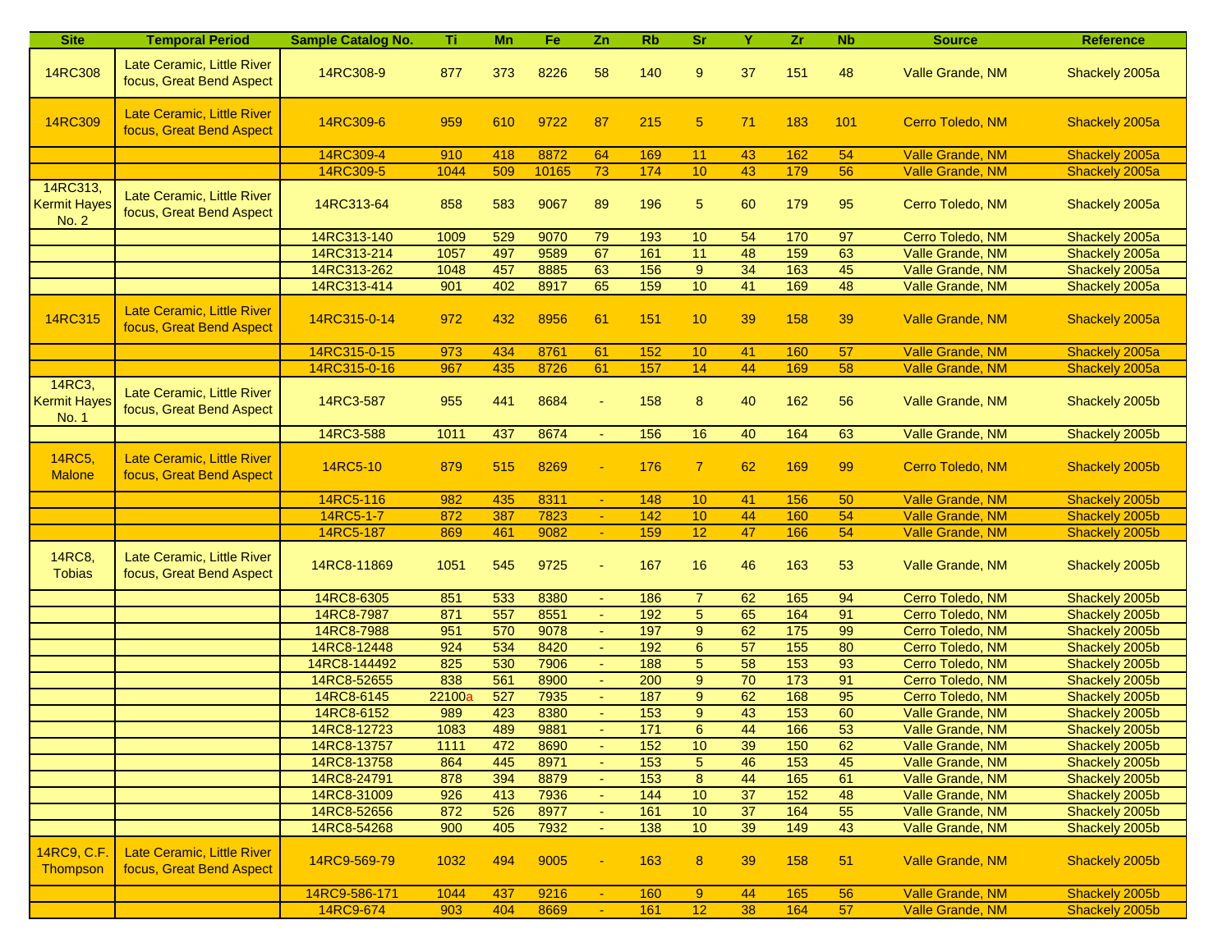| Site | Temporal Period | Sample Catalog No. | Ti | Mn | Fe | Zn | Rb | Sr | Y | Zr | Nb | Source | Reference |
|---|---|---|---|---|---|---|---|---|---|---|---|---|---|
| 14RC308 | Late Ceramic, Little River focus, Great Bend Aspect | 14RC308-9 | 877 | 373 | 8226 | 58 | 140 | 9 | 37 | 151 | 48 | Valle Grande, NM | Shackely 2005a |
| 14RC309 | Late Ceramic, Little River focus, Great Bend Aspect | 14RC309-6 | 959 | 610 | 9722 | 87 | 215 | 5 | 71 | 183 | 101 | Cerro Toledo, NM | Shackely 2005a |
| | | 14RC309-4 | 910 | 418 | 8872 | 64 | 169 | 11 | 43 | 162 | 54 | Valle Grande, NM | Shackely 2005a |
| | | 14RC309-5 | 1044 | 509 | 10165 | 73 | 174 | 10 | 43 | 179 | 56 | Valle Grande, NM | Shackely 2005a |
| 14RC313, Kermit Hayes No. 2 | Late Ceramic, Little River focus, Great Bend Aspect | 14RC313-64 | 858 | 583 | 9067 | 89 | 196 | 5 | 60 | 179 | 95 | Cerro Toledo, NM | Shackely 2005a |
| | | 14RC313-140 | 1009 | 529 | 9070 | 79 | 193 | 10 | 54 | 170 | 97 | Cerro Toledo, NM | Shackely 2005a |
| | | 14RC313-214 | 1057 | 497 | 9589 | 67 | 161 | 11 | 48 | 159 | 63 | Valle Grande, NM | Shackely 2005a |
| | | 14RC313-262 | 1048 | 457 | 8885 | 63 | 156 | 9 | 34 | 163 | 45 | Valle Grande, NM | Shackely 2005a |
| | | 14RC313-414 | 901 | 402 | 8917 | 65 | 159 | 10 | 41 | 169 | 48 | Valle Grande, NM | Shackely 2005a |
| 14RC315 | Late Ceramic, Little River focus, Great Bend Aspect | 14RC315-0-14 | 972 | 432 | 8956 | 61 | 151 | 10 | 39 | 158 | 39 | Valle Grande, NM | Shackely 2005a |
| | | 14RC315-0-15 | 973 | 434 | 8761 | 61 | 152 | 10 | 41 | 160 | 57 | Valle Grande, NM | Shackely 2005a |
| | | 14RC315-0-16 | 967 | 435 | 8726 | 61 | 157 | 14 | 44 | 169 | 58 | Valle Grande, NM | Shackely 2005a |
| 14RC3, Kermit Hayes No. 1 | Late Ceramic, Little River focus, Great Bend Aspect | 14RC3-587 | 955 | 441 | 8684 | - | 158 | 8 | 40 | 162 | 56 | Valle Grande, NM | Shackely 2005b |
| | | 14RC3-588 | 1011 | 437 | 8674 | - | 156 | 16 | 40 | 164 | 63 | Valle Grande, NM | Shackely 2005b |
| 14RC5, Malone | Late Ceramic, Little River focus, Great Bend Aspect | 14RC5-10 | 879 | 515 | 8269 | - | 176 | 7 | 62 | 169 | 99 | Cerro Toledo, NM | Shackely 2005b |
| | | 14RC5-116 | 982 | 435 | 8311 | - | 148 | 10 | 41 | 156 | 50 | Valle Grande, NM | Shackely 2005b |
| | | 14RC5-1-7 | 872 | 387 | 7823 | - | 142 | 10 | 44 | 160 | 54 | Valle Grande, NM | Shackely 2005b |
| | | 14RC5-187 | 869 | 461 | 9082 | - | 159 | 12 | 47 | 166 | 54 | Valle Grande, NM | Shackely 2005b |
| 14RC8, Tobias | Late Ceramic, Little River focus, Great Bend Aspect | 14RC8-11869 | 1051 | 545 | 9725 | - | 167 | 16 | 46 | 163 | 53 | Valle Grande, NM | Shackely 2005b |
| | | 14RC8-6305 | 851 | 533 | 8380 | - | 186 | 7 | 62 | 165 | 94 | Cerro Toledo, NM | Shackely 2005b |
| | | 14RC8-7987 | 871 | 557 | 8551 | - | 192 | 5 | 65 | 164 | 91 | Cerro Toledo, NM | Shackely 2005b |
| | | 14RC8-7988 | 951 | 570 | 9078 | - | 197 | 9 | 62 | 175 | 99 | Cerro Toledo, NM | Shackely 2005b |
| | | 14RC8-12448 | 924 | 534 | 8420 | - | 192 | 6 | 57 | 155 | 80 | Cerro Toledo, NM | Shackely 2005b |
| | | 14RC8-144492 | 825 | 530 | 7906 | - | 188 | 5 | 58 | 153 | 93 | Cerro Toledo, NM | Shackely 2005b |
| | | 14RC8-52655 | 838 | 561 | 8900 | - | 200 | 9 | 70 | 173 | 91 | Cerro Toledo, NM | Shackely 2005b |
| | | 14RC8-6145 | 22100[a] | 527 | 7935 | - | 187 | 9 | 62 | 168 | 95 | Cerro Toledo, NM | Shackely 2005b |
| | | 14RC8-6152 | 989 | 423 | 8380 | - | 153 | 9 | 43 | 153 | 60 | Valle Grande, NM | Shackely 2005b |
| | | 14RC8-12723 | 1083 | 489 | 9881 | - | 171 | 6 | 44 | 166 | 53 | Valle Grande, NM | Shackely 2005b |
| | | 14RC8-13757 | 1111 | 472 | 8690 | - | 152 | 10 | 39 | 150 | 62 | Valle Grande, NM | Shackely 2005b |
| | | 14RC8-13758 | 864 | 445 | 8971 | - | 153 | 5 | 46 | 153 | 45 | Valle Grande, NM | Shackely 2005b |
| | | 14RC8-24791 | 878 | 394 | 8879 | - | 153 | 8 | 44 | 165 | 61 | Valle Grande, NM | Shackely 2005b |
| | | 14RC8-31009 | 926 | 413 | 7936 | - | 144 | 10 | 37 | 152 | 48 | Valle Grande, NM | Shackely 2005b |
| | | 14RC8-52656 | 872 | 526 | 8977 | - | 161 | 10 | 37 | 164 | 55 | Valle Grande, NM | Shackely 2005b |
| | | 14RC8-54268 | 900 | 405 | 7932 | - | 138 | 10 | 39 | 149 | 43 | Valle Grande, NM | Shackely 2005b |
| 14RC9, C.F. Thompson | Late Ceramic, Little River focus, Great Bend Aspect | 14RC9-569-79 | 1032 | 494 | 9005 | - | 163 | 8 | 39 | 158 | 51 | Valle Grande, NM | Shackely 2005b |
| | | 14RC9-586-171 | 1044 | 437 | 9216 | - | 160 | 9 | 44 | 165 | 56 | Valle Grande, NM | Shackely 2005b |
| | | 14RC9-674 | 903 | 404 | 8669 | - | 161 | 12 | 38 | 164 | 57 | Valle Grande, NM | Shackely 2005b |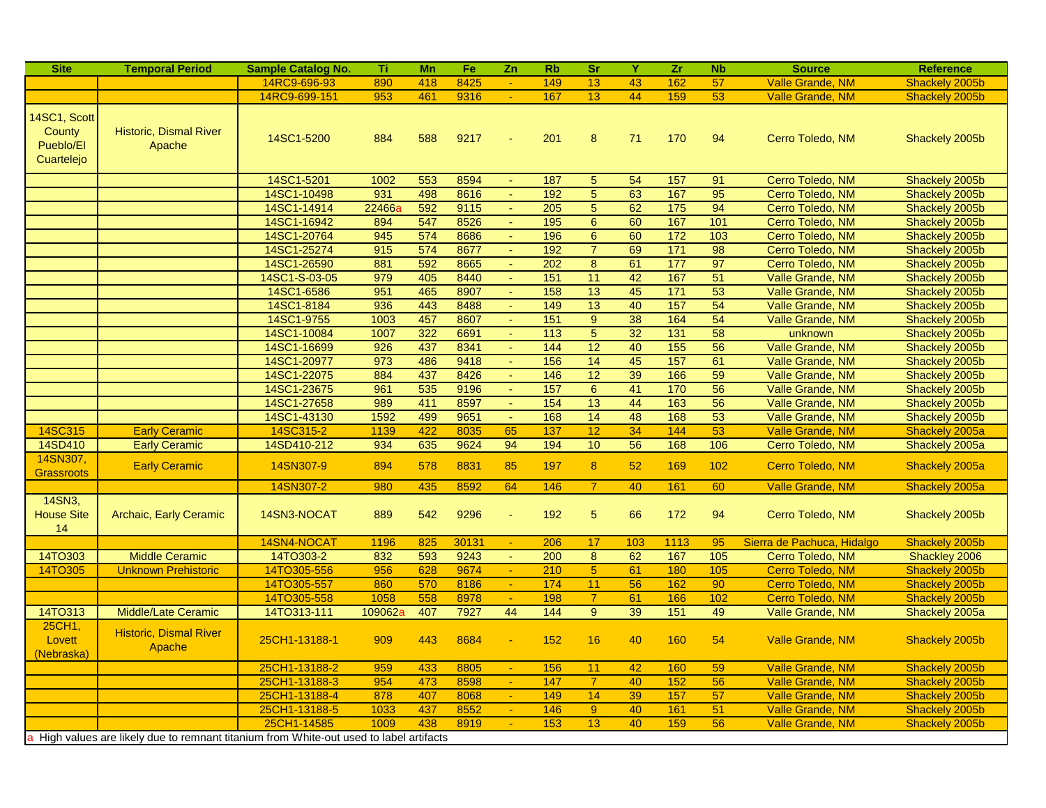| Site | Temporal Period | Sample Catalog No. | Ti | Mn | Fe | Zn | Rb | Sr | Y | Zr | Nb | Source | Reference |
|---|---|---|---|---|---|---|---|---|---|---|---|---|---|
| | | 14RC9-696-93 | 890 | 418 | 8425 | - | 149 | 13 | 43 | 162 | 57 | Valle Grande, NM | Shackely 2005b |
| | | 14RC9-699-151 | 953 | 461 | 9316 | - | 167 | 13 | 44 | 159 | 53 | Valle Grande, NM | Shackely 2005b |
| 14SC1, Scott County Pueblo/El Cuartelejo | Historic, Dismal River Apache | 14SC1-5200 | 884 | 588 | 9217 | - | 201 | 8 | 71 | 170 | 94 | Cerro Toledo, NM | Shackely 2005b |
| | | 14SC1-5201 | 1002 | 553 | 8594 | - | 187 | 5 | 54 | 157 | 91 | Cerro Toledo, NM | Shackely 2005b |
| | | 14SC1-10498 | 931 | 498 | 8616 | - | 192 | 5 | 63 | 167 | 95 | Cerro Toledo, NM | Shackely 2005b |
| | | 14SC1-14914 | 22466[a] | 592 | 9115 | - | 205 | 5 | 62 | 175 | 94 | Cerro Toledo, NM | Shackely 2005b |
| | | 14SC1-16942 | 894 | 547 | 8526 | - | 195 | 6 | 60 | 167 | 101 | Cerro Toledo, NM | Shackely 2005b |
| | | 14SC1-20764 | 945 | 574 | 8686 | - | 196 | 6 | 60 | 172 | 103 | Cerro Toledo, NM | Shackely 2005b |
| | | 14SC1-25274 | 915 | 574 | 8677 | - | 192 | 7 | 69 | 171 | 98 | Cerro Toledo, NM | Shackely 2005b |
| | | 14SC1-26590 | 881 | 592 | 8665 | - | 202 | 8 | 61 | 177 | 97 | Cerro Toledo, NM | Shackely 2005b |
| | | 14SC1-S-03-05 | 979 | 405 | 8440 | - | 151 | 11 | 42 | 167 | 51 | Valle Grande, NM | Shackely 2005b |
| | | 14SC1-6586 | 951 | 465 | 8907 | - | 158 | 13 | 45 | 171 | 53 | Valle Grande, NM | Shackely 2005b |
| | | 14SC1-8184 | 936 | 443 | 8488 | - | 149 | 13 | 40 | 157 | 54 | Valle Grande, NM | Shackely 2005b |
| | | 14SC1-9755 | 1003 | 457 | 8607 | - | 151 | 9 | 38 | 164 | 54 | Valle Grande, NM | Shackely 2005b |
| | | 14SC1-10084 | 1007 | 322 | 6691 | - | 113 | 5 | 32 | 131 | 58 | unknown | Shackely 2005b |
| | | 14SC1-16699 | 926 | 437 | 8341 | - | 144 | 12 | 40 | 155 | 56 | Valle Grande, NM | Shackely 2005b |
| | | 14SC1-20977 | 973 | 486 | 9418 | - | 156 | 14 | 45 | 157 | 61 | Valle Grande, NM | Shackely 2005b |
| | | 14SC1-22075 | 884 | 437 | 8426 | - | 146 | 12 | 39 | 166 | 59 | Valle Grande, NM | Shackely 2005b |
| | | 14SC1-23675 | 961 | 535 | 9196 | - | 157 | 6 | 41 | 170 | 56 | Valle Grande, NM | Shackely 2005b |
| | | 14SC1-27658 | 989 | 411 | 8597 | - | 154 | 13 | 44 | 163 | 56 | Valle Grande, NM | Shackely 2005b |
| | | 14SC1-43130 | 1592 | 499 | 9651 | - | 168 | 14 | 48 | 168 | 53 | Valle Grande, NM | Shackely 2005b |
| 14SC315 | Early Ceramic | 14SC315-2 | 1139 | 422 | 8035 | 65 | 137 | 12 | 34 | 144 | 53 | Valle Grande, NM | Shackely 2005a |
| 14SD410 | Early Ceramic | 14SD410-212 | 934 | 635 | 9624 | 94 | 194 | 10 | 56 | 168 | 106 | Cerro Toledo, NM | Shackely 2005a |
| 14SN307, Grassroots | Early Ceramic | 14SN307-9 | 894 | 578 | 8831 | 85 | 197 | 8 | 52 | 169 | 102 | Cerro Toledo, NM | Shackely 2005a |
| | | 14SN307-2 | 980 | 435 | 8592 | 64 | 146 | 7 | 40 | 161 | 60 | Valle Grande, NM | Shackely 2005a |
| 14SN3, House Site 14 | Archaic, Early Ceramic | 14SN3-NOCAT | 889 | 542 | 9296 | - | 192 | 5 | 66 | 172 | 94 | Cerro Toledo, NM | Shackely 2005b |
| | | 14SN4-NOCAT | 1196 | 825 | 30131 | - | 206 | 17 | 103 | 1113 | 95 | Sierra de Pachuca, Hidalgo | Shackely 2005b |
| 14TO303 | Middle Ceramic | 14TO303-2 | 832 | 593 | 9243 | - | 200 | 8 | 62 | 167 | 105 | Cerro Toledo, NM | Shackley 2006 |
| 14TO305 | Unknown Prehistoric | 14TO305-556 | 956 | 628 | 9674 | - | 210 | 5 | 61 | 180 | 105 | Cerro Toledo, NM | Shackely 2005b |
| | | 14TO305-557 | 860 | 570 | 8186 | - | 174 | 11 | 56 | 162 | 90 | Cerro Toledo, NM | Shackely 2005b |
| | | 14TO305-558 | 1058 | 558 | 8978 | - | 198 | 7 | 61 | 166 | 102 | Cerro Toledo, NM | Shackely 2005b |
| 14TO313 | Middle/Late Ceramic | 14TO313-111 | 109062[a] | 407 | 7927 | 44 | 144 | 9 | 39 | 151 | 49 | Valle Grande, NM | Shackely 2005a |
| 25CH1, Lovett (Nebraska) | Historic, Dismal River Apache | 25CH1-13188-1 | 909 | 443 | 8684 | - | 152 | 16 | 40 | 160 | 54 | Valle Grande, NM | Shackely 2005b |
| | | 25CH1-13188-2 | 959 | 433 | 8805 | - | 156 | 11 | 42 | 160 | 59 | Valle Grande, NM | Shackely 2005b |
| | | 25CH1-13188-3 | 954 | 473 | 8598 | - | 147 | 7 | 40 | 152 | 56 | Valle Grande, NM | Shackely 2005b |
| | | 25CH1-13188-4 | 878 | 407 | 8068 | - | 149 | 14 | 39 | 157 | 57 | Valle Grande, NM | Shackely 2005b |
| | | 25CH1-13188-5 | 1033 | 437 | 8552 | - | 146 | 9 | 40 | 161 | 51 | Valle Grande, NM | Shackely 2005b |
| | | 25CH1-14585 | 1009 | 438 | 8919 | - | 153 | 13 | 40 | 159 | 56 | Valle Grande, NM | Shackely 2005b |

[a] High values are likely due to remnant titanium from White-out used to label artifacts